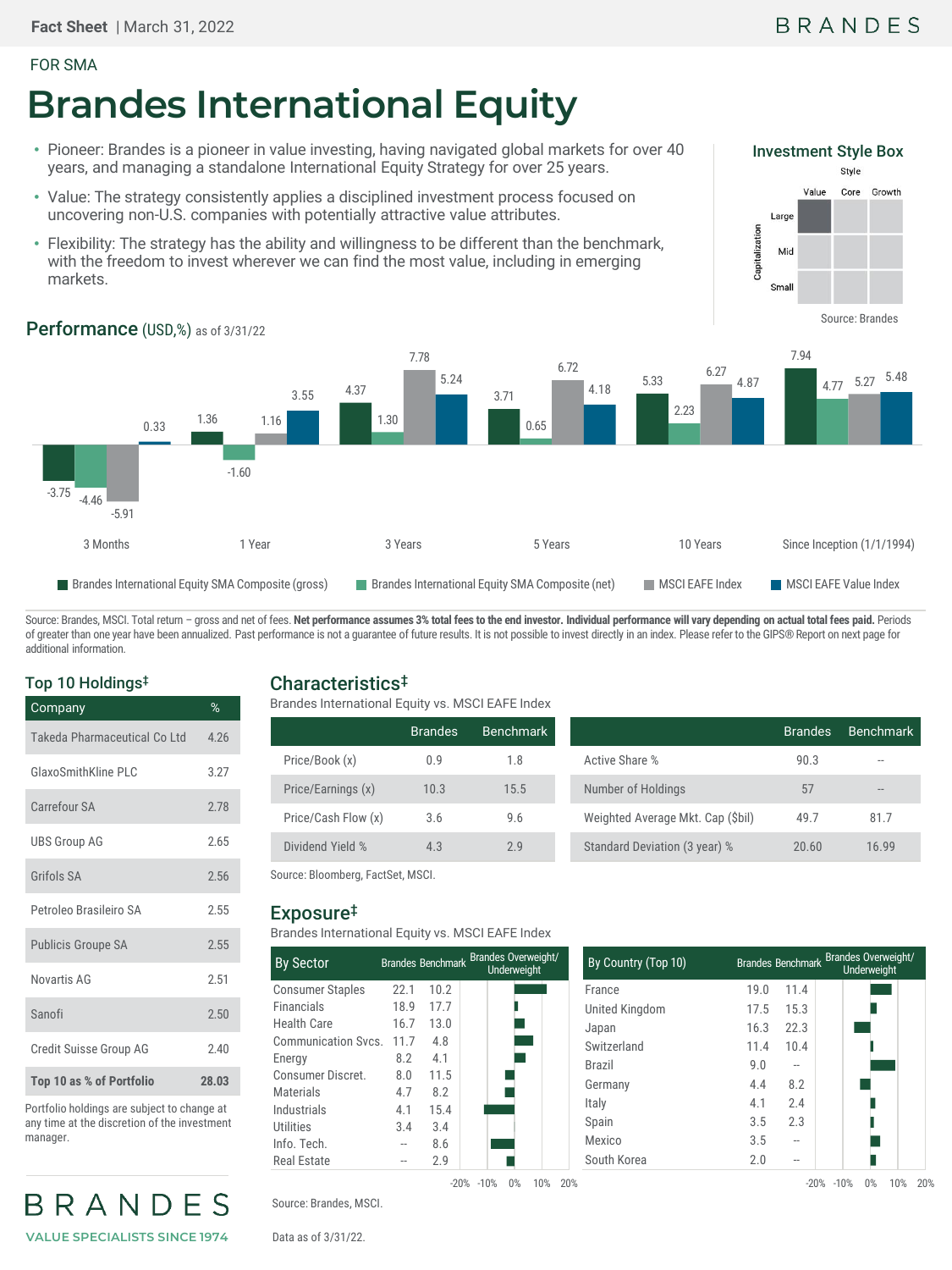Fact Sheet | March 31, 2022

FOR SMA

# Brandes International Equity

- Pioneer: Brandes is a pioneer in value investing, having navigated global markets for over 40 years, and managing a standalone International Equity Strategy for over 25 years.
- Value: The strategy consistently applies a disciplined investment process focused on uncovering non-U.S. companies with potentially attractive value attributes.
- Flexibility: The strategy has the ability and willingness to be different than the benchmark, with the freedom to invest wherever we can find the most value, including in emerging markets.

### Investment Style Box

Style: Value | Core | Growth
Capitalization: Large | Mid | Small

Highlighted: Large Value

Source: Brandes

## Performance (USD,%) as of 3/31/22

| | 3 Months | 1 Year | 3 Years | 5 Years | 10 Years | Since Inception (1/1/1994) |
|---|---|---|---|---|---|---|
| Brandes International Equity SMA Composite (gross) | -3.75 | 1.36 | 4.37 | 3.71 | 5.33 | 7.94 |
| Brandes International Equity SMA Composite (net) | -4.46 | -1.60 | 1.30 | 0.65 | 2.23 | 4.77 |
| MSCI EAFE Index | -5.91 | 1.16 | 7.78 | 6.72 | 6.27 | 5.27 |
| MSCI EAFE Value Index | 0.33 | 3.55 | 5.24 | 4.18 | 4.87 | 5.48 |

Source: Brandes, MSCI. Total return – gross and net of fees. **Net performance assumes 3% total fees to the end investor. Individual performance will vary depending on actual total fees paid.** Periods of greater than one year have been annualized. Past performance is not a guarantee of future results. It is not possible to invest directly in an index. Please refer to the GIPS® Report on next page for additional information.

## Top 10 Holdings‡

| Company | % |
|---|---|
| Takeda Pharmaceutical Co Ltd | 4.26 |
| GlaxoSmithKline PLC | 3.27 |
| Carrefour SA | 2.78 |
| UBS Group AG | 2.65 |
| Grifols SA | 2.56 |
| Petroleo Brasileiro SA | 2.55 |
| Publicis Groupe SA | 2.55 |
| Novartis AG | 2.51 |
| Sanofi | 2.50 |
| Credit Suisse Group AG | 2.40 |
| **Top 10 as % of Portfolio** | **28.03** |

Portfolio holdings are subject to change at any time at the discretion of the investment manager.

## Characteristics‡

Brandes International Equity vs. MSCI EAFE Index

| | Brandes | Benchmark |
|---|---|---|
| Price/Book (x) | 0.9 | 1.8 |
| Price/Earnings (x) | 10.3 | 15.5 |
| Price/Cash Flow (x) | 3.6 | 9.6 |
| Dividend Yield % | 4.3 | 2.9 |

| | Brandes | Benchmark |
|---|---|---|
| Active Share % | 90.3 | -- |
| Number of Holdings | 57 | -- |
| Weighted Average Mkt. Cap ($bil) | 49.7 | 81.7 |
| Standard Deviation (3 year) % | 20.60 | 16.99 |

Source: Bloomberg, FactSet, MSCI.

## Exposure‡

Brandes International Equity vs. MSCI EAFE Index

| By Sector | Brandes | Benchmark |
|---|---|---|
| Consumer Staples | 22.1 | 10.2 |
| Financials | 18.9 | 17.7 |
| Health Care | 16.7 | 13.0 |
| Communication Svcs. | 11.7 | 4.8 |
| Energy | 8.2 | 4.1 |
| Consumer Discret. | 8.0 | 11.5 |
| Materials | 4.7 | 8.2 |
| Industrials | 4.1 | 15.4 |
| Utilities | 3.4 | 3.4 |
| Info. Tech. | -- | 8.6 |
| Real Estate | -- | 2.9 |

| By Country (Top 10) | Brandes | Benchmark |
|---|---|---|
| France | 19.0 | 11.4 |
| United Kingdom | 17.5 | 15.3 |
| Japan | 16.3 | 22.3 |
| Switzerland | 11.4 | 10.4 |
| Brazil | 9.0 | -- |
| Germany | 4.4 | 8.2 |
| Italy | 4.1 | 2.4 |
| Spain | 3.5 | 2.3 |
| Mexico | 3.5 | -- |
| South Korea | 2.0 | -- |

Source: Brandes, MSCI.

Data as of 3/31/22.

BRANDES
VALUE SPECIALISTS SINCE 1974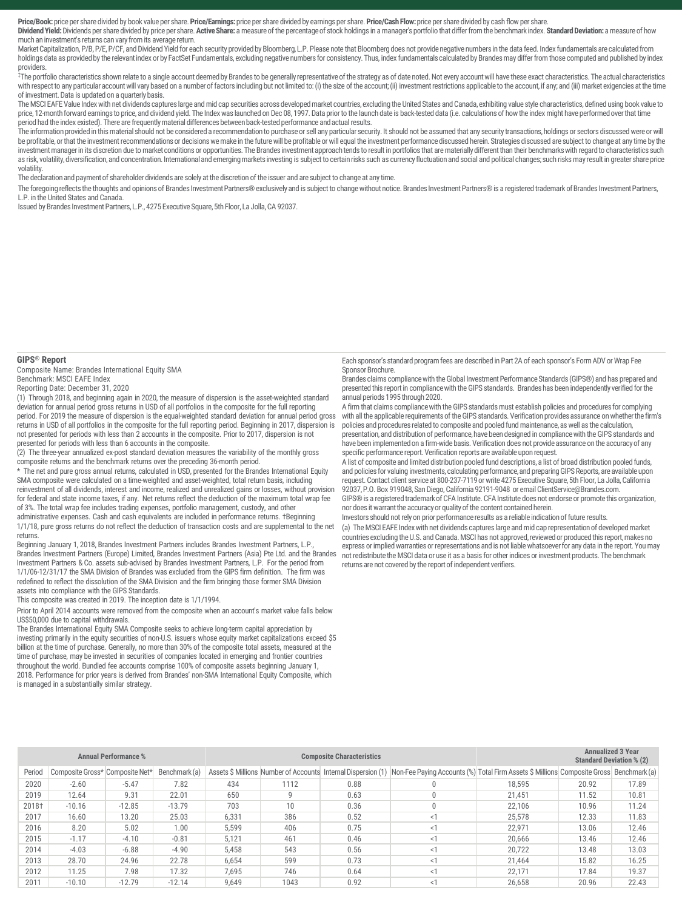**Price/Book:** price per share divided by book value per share. **Price/Earnings:** price per share divided by earnings per share. **Price/Cash Flow:** price per share divided by cash flow per share. **Dividend Yield:** Dividends per share divided by price per share. **Active Share:** a measure of the percentage of stock holdings in a manager's portfolio that differ from the benchmark index. **Standard Deviation:** a measure of how much an investment's returns can vary from its average return.

Market Capitalization, P/B, P/E, P/CF, and Dividend Yield for each security provided by Bloomberg, L.P. Please note that Bloomberg does not provide negative numbers in the data feed. Index fundamentals are calculated from holdings data as provided by the relevant index or by FactSet Fundamentals, excluding negative numbers for consistency. Thus, index fundamentals calculated by Brandes may differ from those computed and published by index providers.

‡The portfolio characteristics shown relate to a single account deemed by Brandes to be generally representative of the strategy as of date noted. Not every account will have these exact characteristics. The actual characteristics with respect to any particular account will vary based on a number of factors including but not limited to: (i) the size of the account; (ii) investment restrictions applicable to the account, if any; and (iii) market exigencies at the time of investment. Data is updated on a quarterly basis.

The MSCI EAFE Value Index with net dividends captures large and mid cap securities across developed market countries, excluding the United States and Canada, exhibiting value style characteristics, defined using book value to price, 12-month forward earnings to price, and dividend yield. The Index was launched on Dec 08, 1997. Data prior to the launch date is back-tested data (i.e. calculations of how the index might have performed over that time period had the index existed). There are frequently material differences between back-tested performance and actual results.

The information provided in this material should not be considered a recommendation to purchase or sell any particular security. It should not be assumed that any security transactions, holdings or sectors discussed were or will be profitable, or that the investment recommendations or decisions we make in the future will be profitable or will equal the investment performance discussed herein. Strategies discussed are subject to change at any time by the investment manager in its discretion due to market conditions or opportunities. The Brandes investment approach tends to result in portfolios that are materially different than their benchmarks with regard to characteristics such as risk, volatility, diversification, and concentration. International and emerging markets investing is subject to certain risks such as currency fluctuation and social and political changes; such risks may result in greater share price volatility.

The declaration and payment of shareholder dividends are solely at the discretion of the issuer and are subject to change at any time.

The foregoing reflects the thoughts and opinions of Brandes Investment Partners® exclusively and is subject to change without notice. Brandes Investment Partners® is a registered trademark of Brandes Investment Partners, L.P. in the United States and Canada.

Issued by Brandes Investment Partners, L.P., 4275 Executive Square, 5th Floor, La Jolla, CA 92037.

## GIPS® Report

Composite Name: Brandes International Equity SMA
Benchmark: MSCI EAFE Index
Reporting Date: December 31, 2020

(1) Through 2018, and beginning again in 2020, the measure of dispersion is the asset-weighted standard deviation for annual period gross returns in USD of all portfolios in the composite for the full reporting period. For 2019 the measure of dispersion is the equal-weighted standard deviation for annual period gross returns in USD of all portfolios in the composite for the full reporting period. Beginning in 2017, dispersion is not presented for periods with less than 2 accounts in the composite. Prior to 2017, dispersion is not presented for periods with less than 6 accounts in the composite.

(2) The three-year annualized ex-post standard deviation measures the variability of the monthly gross composite returns and the benchmark returns over the preceding 36-month period.

\* The net and pure gross annual returns, calculated in USD, presented for the Brandes International Equity SMA composite were calculated on a time-weighted and asset-weighted, total return basis, including reinvestment of all dividends, interest and income, realized and unrealized gains or losses, without provision for federal and state income taxes, if any. Net returns reflect the deduction of the maximum total wrap fee of 3%. The total wrap fee includes trading expenses, portfolio management, custody, and other administrative expenses. Cash and cash equivalents are included in performance returns. †Beginning 1/1/18, pure gross returns do not reflect the deduction of transaction costs and are supplemental to the net returns.

Beginning January 1, 2018, Brandes Investment Partners includes Brandes Investment Partners, L.P., Brandes Investment Partners (Europe) Limited, Brandes Investment Partners (Asia) Pte Ltd. and the Brandes Investment Partners & Co. assets sub-advised by Brandes Investment Partners, L.P. For the period from 1/1/06-12/31/17 the SMA Division of Brandes was excluded from the GIPS firm definition. The firm was redefined to reflect the dissolution of the SMA Division and the firm bringing those former SMA Division assets into compliance with the GIPS Standards.

This composite was created in 2019. The inception date is 1/1/1994.

Prior to April 2014 accounts were removed from the composite when an account's market value falls below US$50,000 due to capital withdrawals.

The Brandes International Equity SMA Composite seeks to achieve long-term capital appreciation by investing primarily in the equity securities of non-U.S. issuers whose equity market capitalizations exceed $5 billion at the time of purchase. Generally, no more than 30% of the composite total assets, measured at the time of purchase, may be invested in securities of companies located in emerging and frontier countries throughout the world. Bundled fee accounts comprise 100% of composite assets beginning January 1, 2018. Performance for prior years is derived from Brandes' non-SMA International Equity Composite, which is managed in a substantially similar strategy.

Each sponsor's standard program fees are described in Part 2A of each sponsor's Form ADV or Wrap Fee Sponsor Brochure.

Brandes claims compliance with the Global Investment Performance Standards (GIPS®) and has prepared and presented this report in compliance with the GIPS standards. Brandes has been independently verified for the annual periods 1995 through 2020.

A firm that claims compliance with the GIPS standards must establish policies and procedures for complying with all the applicable requirements of the GIPS standards. Verification provides assurance on whether the firm's policies and procedures related to composite and pooled fund maintenance, as well as the calculation, presentation, and distribution of performance, have been designed in compliance with the GIPS standards and have been implemented on a firm-wide basis. Verification does not provide assurance on the accuracy of any specific performance report. Verification reports are available upon request.

A list of composite and limited distribution pooled fund descriptions, a list of broad distribution pooled funds, and policies for valuing investments, calculating performance, and preparing GIPS Reports, are available upon request. Contact client service at 800-237-7119 or write 4275 Executive Square, 5th Floor, La Jolla, California 92037, P.O. Box 919048, San Diego, California 92191-9048 or email ClientService@Brandes.com.

GIPS® is a registered trademark of CFA Institute. CFA Institute does not endorse or promote this organization, nor does it warrant the accuracy or quality of the content contained herein.

Investors should not rely on prior performance results as a reliable indication of future results.

(a) The MSCI EAFE Index with net dividends captures large and mid cap representation of developed market countries excluding the U.S. and Canada. MSCI has not approved, reviewed or produced this report, makes no express or implied warranties or representations and is not liable whatsoever for any data in the report. You may not redistribute the MSCI data or use it as a basis for other indices or investment products. The benchmark returns are not covered by the report of independent verifiers.

| Annual Performance % | | | | Composite Characteristics | | | | | Annualized 3 Year Standard Deviation % (2) | |
|---|---|---|---|---|---|---|---|---|---|---|
| Period | Composite Gross* | Composite Net* | Benchmark (a) | Assets $ Millions | Number of Accounts | Internal Dispersion (1) | Non-Fee Paying Accounts (%) | Total Firm Assets $ Millions | Composite Gross | Benchmark (a) |
| 2020 | -2.60 | -5.47 | 7.82 | 434 | 1112 | 0.88 | 0 | 18,595 | 20.92 | 17.89 |
| 2019 | 12.64 | 9.31 | 22.01 | 650 | 9 | 0.63 | 0 | 21,451 | 11.52 | 10.81 |
| 2018† | -10.16 | -12.85 | -13.79 | 703 | 10 | 0.36 | 0 | 22,106 | 10.96 | 11.24 |
| 2017 | 16.60 | 13.20 | 25.03 | 6,331 | 386 | 0.52 | <1 | 25,578 | 12.33 | 11.83 |
| 2016 | 8.20 | 5.02 | 1.00 | 5,599 | 406 | 0.75 | <1 | 22,971 | 13.06 | 12.46 |
| 2015 | -1.17 | -4.10 | -0.81 | 5,121 | 461 | 0.46 | <1 | 20,666 | 13.46 | 12.46 |
| 2014 | -4.03 | -6.88 | -4.90 | 5,458 | 543 | 0.56 | <1 | 20,722 | 13.48 | 13.03 |
| 2013 | 28.70 | 24.96 | 22.78 | 6,654 | 599 | 0.73 | <1 | 21,464 | 15.82 | 16.25 |
| 2012 | 11.25 | 7.98 | 17.32 | 7,695 | 746 | 0.64 | <1 | 22,171 | 17.84 | 19.37 |
| 2011 | -10.10 | -12.79 | -12.14 | 9,649 | 1043 | 0.92 | <1 | 26,658 | 20.96 | 22.43 |